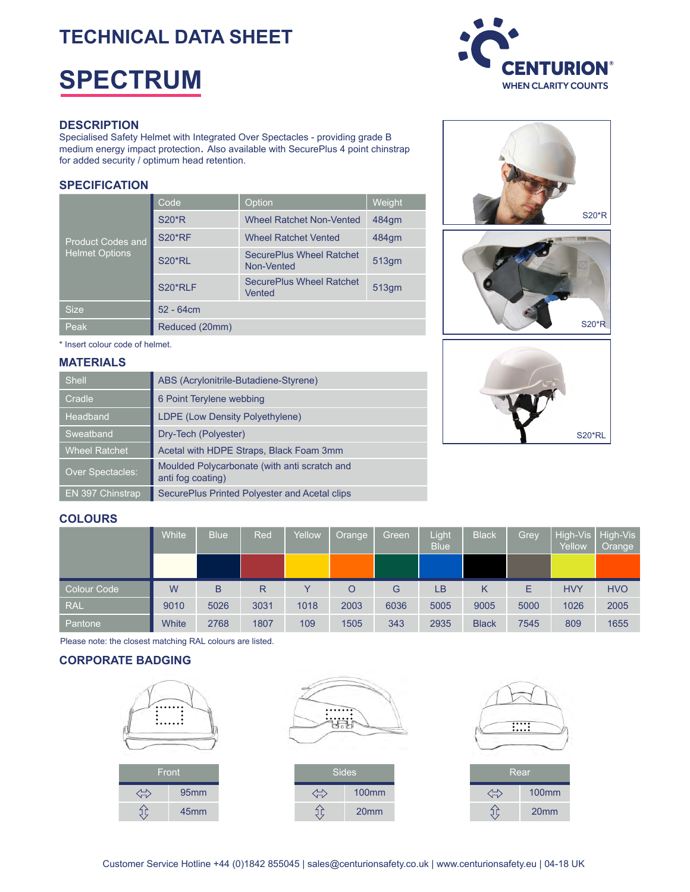# TECHNICAL DATA SHEET

# SPECTRUM

CENTURION
WHEN CLARITY COUNTS

## DESCRIPTION

Specialised Safety Helmet with Integrated Over Spectacles - providing grade B medium energy impact protection. Also available with SecurePlus 4 point chinstrap for added security / optimum head retention.

## SPECIFICATION

| | Code | Option | Weight |
|---|---|---|---|
| Product Codes and Helmet Options | S20*R | Wheel Ratchet Non-Vented | 484gm |
| | S20*RF | Wheel Ratchet Vented | 484gm |
| | S20*RL | SecurePlus Wheel Ratchet Non-Vented | 513gm |
| | S20*RLF | SecurePlus Wheel Ratchet Vented | 513gm |
| Size | 52 - 64cm | | |
| Peak | Reduced (20mm) | | |

\* Insert colour code of helmet.

S20*R

S20*R

S20*RL

## MATERIALS

| | |
|---|---|
| Shell | ABS (Acrylonitrile-Butadiene-Styrene) |
| Cradle | 6 Point Terylene webbing |
| Headband | LDPE (Low Density Polyethylene) |
| Sweatband | Dry-Tech (Polyester) |
| Wheel Ratchet | Acetal with HDPE Straps, Black Foam 3mm |
| Over Spectacles: | Moulded Polycarbonate (with anti scratch and anti fog coating) |
| EN 397 Chinstrap | SecurePlus Printed Polyester and Acetal clips |

## COLOURS

| | White | Blue | Red | Yellow | Orange | Green | Light Blue | Black | Grey | High-Vis Yellow | High-Vis Orange |
|---|---|---|---|---|---|---|---|---|---|---|---|
| Colour Code | W | B | R | Y | O | G | LB | K | E | HVY | HVO |
| RAL | 9010 | 5026 | 3031 | 1018 | 2003 | 6036 | 5005 | 9005 | 5000 | 1026 | 2005 |
| Pantone | White | 2768 | 1807 | 109 | 1505 | 343 | 2935 | Black | 7545 | 809 | 1655 |

Please note: the closest matching RAL colours are listed.

## CORPORATE BADGING

| Front | |
|---|---|
| ⇔ | 95mm |
| ⇕ | 45mm |

| Sides | |
|---|---|
| ⇔ | 100mm |
| ⇕ | 20mm |

| Rear | |
|---|---|
| ⇔ | 100mm |
| ⇕ | 20mm |

Customer Service Hotline +44 (0)1842 855045 | sales@centurionsafety.co.uk | www.centurionsafety.eu | 04-18 UK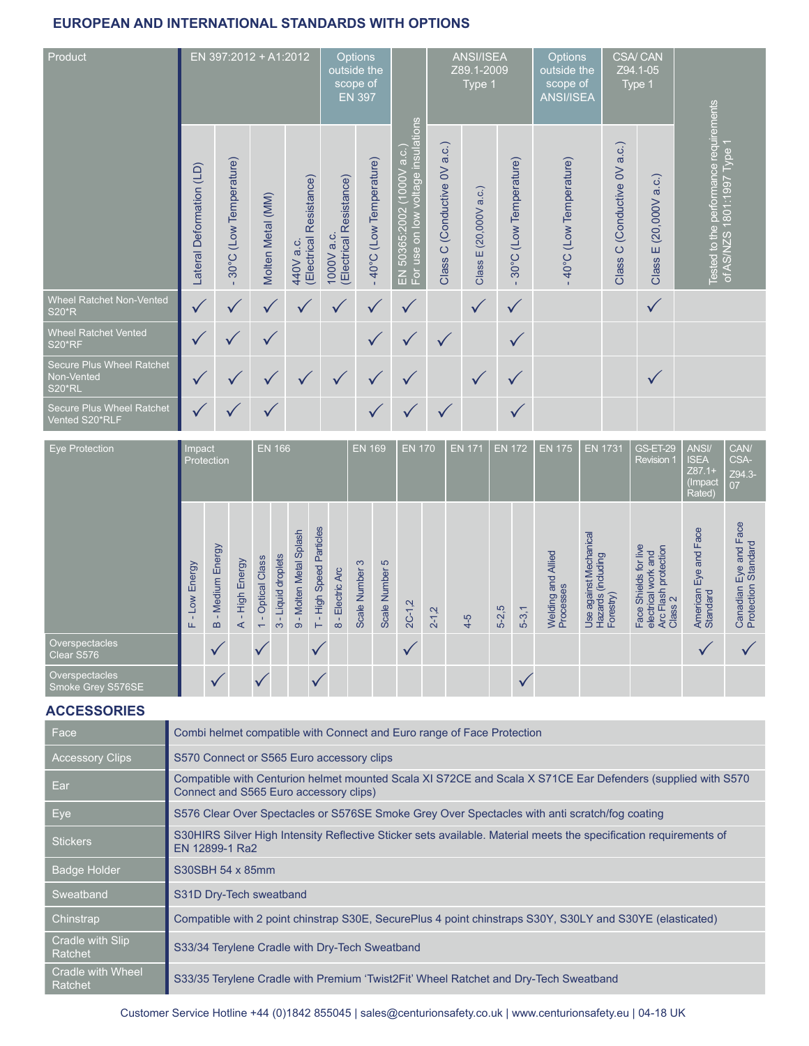## EUROPEAN AND INTERNATIONAL STANDARDS WITH OPTIONS

| Product | EN 397:2012 + A1:2012 | | | | Options outside the scope of EN 397 | | | ANSI/ISEA Z89.1-2009 Type 1 | | | Options outside the scope of ANSI/ISEA | CSA/ CAN Z94.1-05 Type 1 | | |
|---|---|---|---|---|---|---|---|---|---|---|---|---|---|---|
| | Lateral Deformation (LD) | - 30°C (Low Temperature) | Molten Metal (MM) | 440V a.c. (Electrical Resistance) | 1000V a.c. (Electrical Resistance) | - 40°C (Low Temperature) | EN 50365:2002 (1000V a.c.) For use on low voltage insulations | Class C (Conductive 0V a.c.) | Class E (20,000V a.c.) | - 30°C (Low Temperature) | - 40°C (Low Temperature) | Class C (Conductive 0V a.c.) | Class E (20,000V a.c.) | Tested to the performance requirements of AS/NZS 1801:1997 Type 1 |
| Wheel Ratchet Non-Vented S20*R | ✓ | ✓ | ✓ | ✓ | ✓ | ✓ | ✓ | | ✓ | ✓ | | | ✓ | |
| Wheel Ratchet Vented S20*RF | ✓ | ✓ | ✓ | | | ✓ | ✓ | ✓ | | ✓ | | | | |
| Secure Plus Wheel Ratchet Non-Vented S20*RL | ✓ | ✓ | ✓ | ✓ | ✓ | ✓ | ✓ | | ✓ | ✓ | | | ✓ | |
| Secure Plus Wheel Ratchet Vented S20*RLF | ✓ | ✓ | ✓ | | | ✓ | ✓ | ✓ | | ✓ | | | | |

| Eye Protection | Impact Protection | | | EN 166 | | | | | EN 169 | | EN 170 | | EN 171 | EN 172 | | EN 175 | EN 1731 | GS-ET-29 Revision 1 | ANSI/ ISEA Z87.1+ (Impact Rated) | CAN/ CSA-Z94.3-07 |
|---|---|---|---|---|---|---|---|---|---|---|---|---|---|---|---|---|---|---|---|---|
| | F - Low Energy | B - Medium Energy | A - High Energy | 1 - Optical Class | 3 - Liquid droplets | 9 - Molten Metal Splash | T - High Speed Particles | 8 - Electric Arc | Scale Number 3 | Scale Number 5 | 2C-1,2 | 2-1,2 | 4-5 | 5-2,5 | 5-3,1 | Welding and Allied Processes | Use against Mechanical Hazards (including Forestry) | Face Shields for live electrical work and Arc Flash protection Class 2 | American Eye and Face Standard | Canadian Eye and Face Protection Standard |
| Overspectacles Clear S576 | | ✓ | | ✓ | | | ✓ | | | | ✓ | | | | | | | | ✓ | ✓ |
| Overspectacles Smoke Grey S576SE | | ✓ | | ✓ | | | ✓ | | | | | | | | ✓ | | | | | |

## ACCESSORIES

| | |
|---|---|
| Face | Combi helmet compatible with Connect and Euro range of Face Protection |
| Accessory Clips | S570 Connect or S565 Euro accessory clips |
| Ear | Compatible with Centurion helmet mounted Scala XI S72CE and Scala X S71CE Ear Defenders (supplied with S570 Connect and S565 Euro accessory clips) |
| Eye | S576 Clear Over Spectacles or S576SE Smoke Grey Over Spectacles with anti scratch/fog coating |
| Stickers | S30HIRS Silver High Intensity Reflective Sticker sets available. Material meets the specification requirements of EN 12899-1 Ra2 |
| Badge Holder | S30SBH 54 x 85mm |
| Sweatband | S31D Dry-Tech sweatband |
| Chinstrap | Compatible with 2 point chinstrap S30E, SecurePlus 4 point chinstraps S30Y, S30LY and S30YE (elasticated) |
| Cradle with Slip Ratchet | S33/34 Terylene Cradle with Dry-Tech Sweatband |
| Cradle with Wheel Ratchet | S33/35 Terylene Cradle with Premium 'Twist2Fit' Wheel Ratchet and Dry-Tech Sweatband |

Customer Service Hotline +44 (0)1842 855045 | sales@centurionsafety.co.uk | www.centurionsafety.eu | 04-18 UK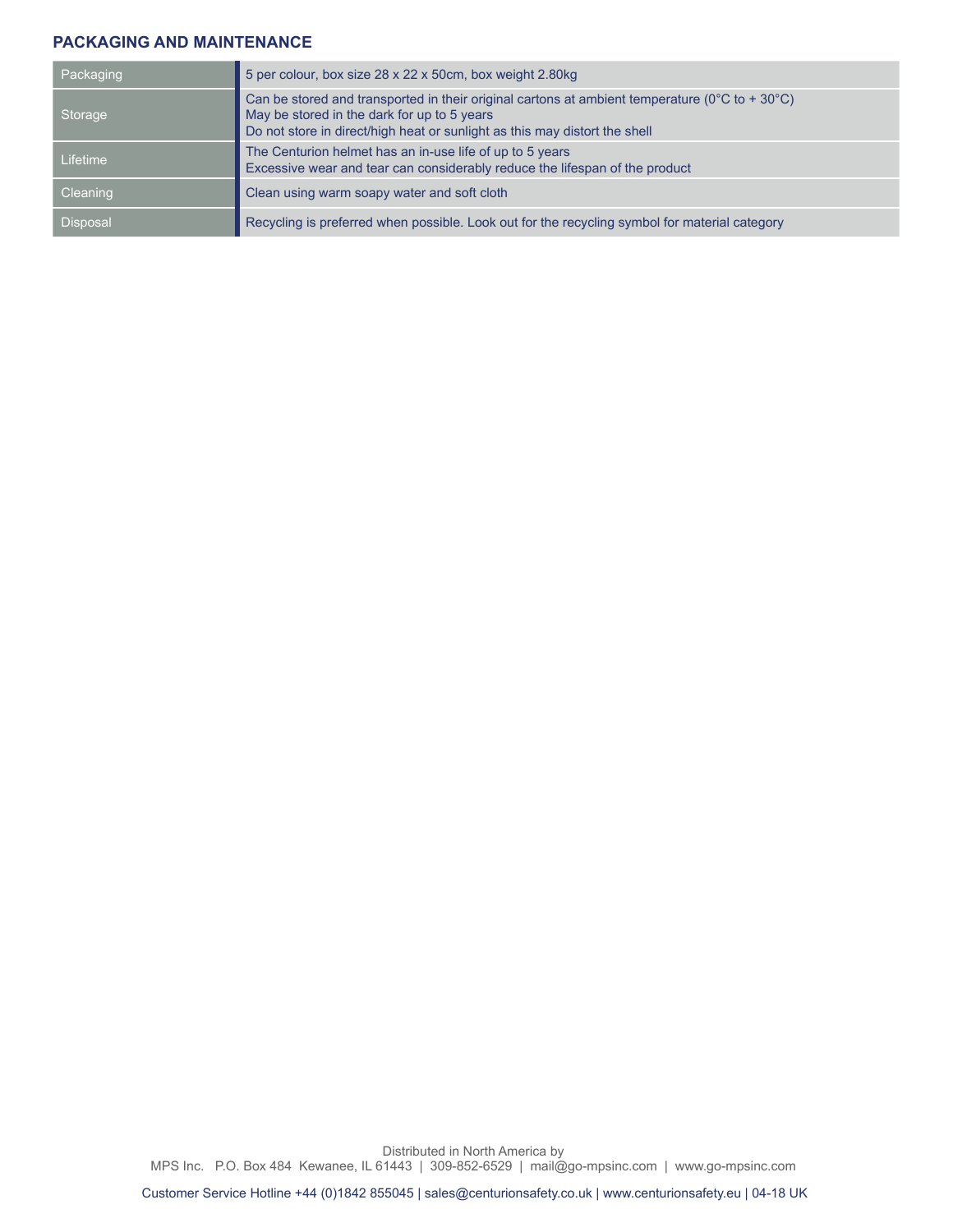## PACKAGING AND MAINTENANCE

| | |
|---|---|
| Packaging | 5 per colour, box size 28 x 22 x 50cm, box weight 2.80kg |
| Storage | Can be stored and transported in their original cartons at ambient temperature (0°C to + 30°C)<br>May be stored in the dark for up to 5 years<br>Do not store in direct/high heat or sunlight as this may distort the shell |
| Lifetime | The Centurion helmet has an in-use life of up to 5 years<br>Excessive wear and tear can considerably reduce the lifespan of the product |
| Cleaning | Clean using warm soapy water and soft cloth |
| Disposal | Recycling is preferred when possible. Look out for the recycling symbol for material category |

Distributed in North America by
MPS Inc. P.O. Box 484 Kewanee, IL 61443 | 309-852-6529 | mail@go-mpsinc.com | www.go-mpsinc.com

Customer Service Hotline +44 (0)1842 855045 | sales@centurionsafety.co.uk | www.centurionsafety.eu | 04-18 UK